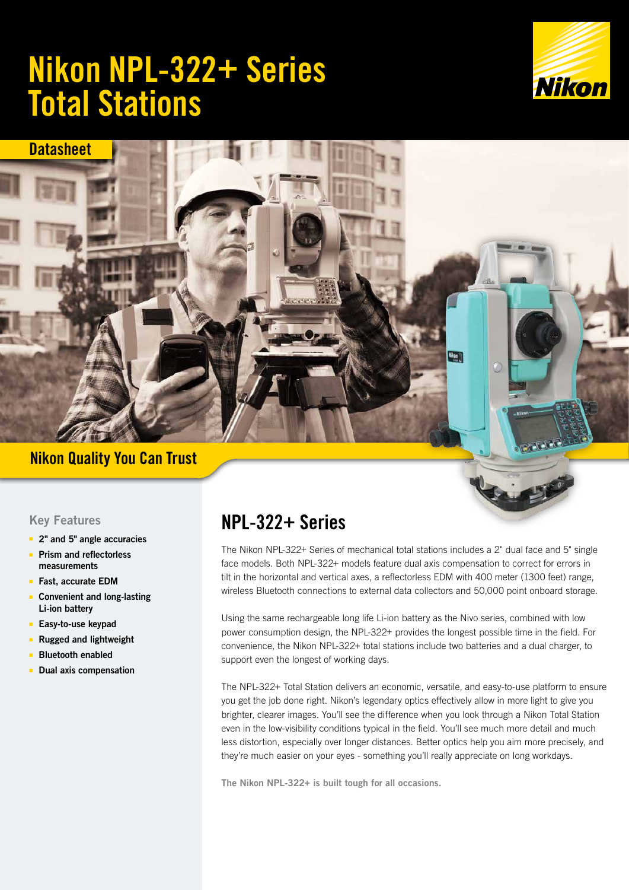# Nikon NPL-322+ Series Total Stations

Datasheet

## Nikon Quality You Can Trust

### Key Features

- **2" and 5" angle accuracies**
- **Prism and reflectorless measurements**
- **Fast, accurate EDM**
- **Convenient and long-lasting Li-ion battery**
- **Easy-to-use keypad**
- **Rugged and lightweight**
- **Bluetooth enabled**
- **Dual axis compensation**

## NPL-322+ Series

The Nikon NPL-322+ Series of mechanical total stations includes a 2" dual face and 5" single face models. Both NPL-322+ models feature dual axis compensation to correct for errors in tilt in the horizontal and vertical axes, a reflectorless EDM with 400 meter (1300 feet) range, wireless Bluetooth connections to external data collectors and 50,000 point onboard storage.

Using the same rechargeable long life Li-ion battery as the Nivo series, combined with low power consumption design, the NPL-322+ provides the longest possible time in the field. For convenience, the Nikon NPL-322+ total stations include two batteries and a dual charger, to support even the longest of working days.

The NPL-322+ Total Station delivers an economic, versatile, and easy-to-use platform to ensure you get the job done right. Nikon's legendary optics effectively allow in more light to give you brighter, clearer images. You'll see the difference when you look through a Nikon Total Station even in the low-visibility conditions typical in the field. You'll see much more detail and much less distortion, especially over longer distances. Better optics help you aim more precisely, and they're much easier on your eyes - something you'll really appreciate on long workdays.

**The Nikon NPL-322+ is built tough for all occasions.**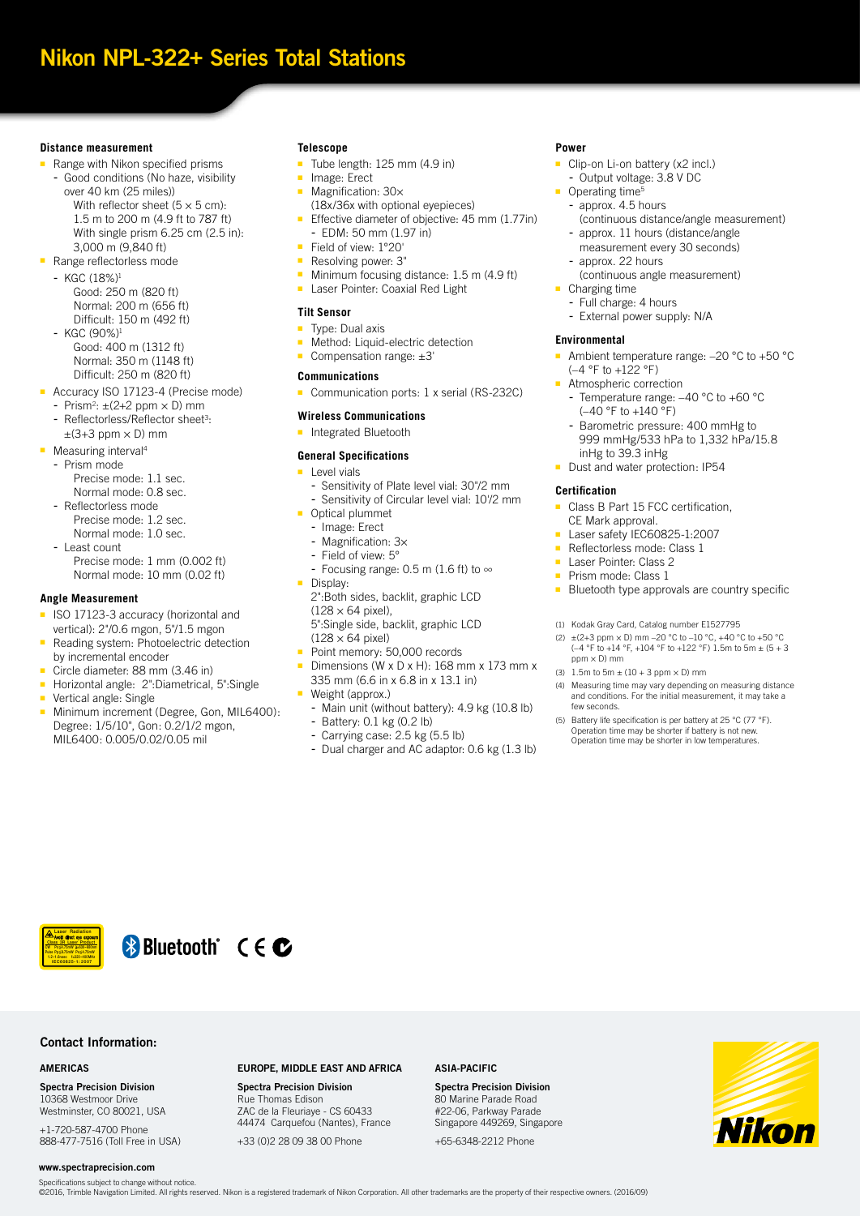# Nikon NPL-322+ Series Total Stations

### Distance measurement

- Range with Nikon specified prisms
  - Good conditions (No haze, visibility over 40 km (25 miles))
    With reflector sheet (5 × 5 cm): 1.5 m to 200 m (4.9 ft to 787 ft)
    With single prism 6.25 cm (2.5 in): 3,000 m (9,840 ft)
- Range reflectorless mode
  - KGC (18%)[1]
    Good: 250 m (820 ft)
    Normal: 200 m (656 ft)
    Difficult: 150 m (492 ft)
  - KGC (90%)[1]
    Good: 400 m (1312 ft)
    Normal: 350 m (1148 ft)
    Difficult: 250 m (820 ft)
- Accuracy ISO 17123-4 (Precise mode)
  - Prism[2]: ±(2+2 ppm × D) mm
  - Reflectorless/Reflector sheet[3]: ±(3+3 ppm × D) mm
- Measuring interval[4]
  - Prism mode
    Precise mode: 1.1 sec.
    Normal mode: 0.8 sec.
  - Reflectorless mode
    Precise mode: 1.2 sec.
    Normal mode: 1.0 sec.
  - Least count
    Precise mode: 1 mm (0.002 ft)
    Normal mode: 10 mm (0.02 ft)

### Angle Measurement

- ISO 17123-3 accuracy (horizontal and vertical): 2"/0.6 mgon, 5"/1.5 mgon
- Reading system: Photoelectric detection by incremental encoder
- Circle diameter: 88 mm (3.46 in)
- Horizontal angle: 2":Diametrical, 5":Single
- Vertical angle: Single
- Minimum increment (Degree, Gon, MIL6400): Degree: 1/5/10", Gon: 0.2/1/2 mgon, MIL6400: 0.005/0.02/0.05 mil

### Telescope

- Tube length: 125 mm (4.9 in)
- Image: Erect
- Magnification: 30×
  (18x/36x with optional eyepieces)
- Effective diameter of objective: 45 mm (1.77in)
  - EDM: 50 mm (1.97 in)
- Field of view: 1°20'
- Resolving power: 3"
- Minimum focusing distance: 1.5 m (4.9 ft)
- Laser Pointer: Coaxial Red Light

### Tilt Sensor

- Type: Dual axis
- Method: Liquid-electric detection
- Compensation range: ±3'

### Communications

- Communication ports: 1 x serial (RS-232C)

### Wireless Communications

- Integrated Bluetooth

### General Specifications

- Level vials
  - Sensitivity of Plate level vial: 30"/2 mm
  - Sensitivity of Circular level vial: 10'/2 mm
- Optical plummet
  - Image: Erect
  - Magnification: 3×
  - Field of view: 5°
  - Focusing range: 0.5 m (1.6 ft) to ∞
- Display:
  2":Both sides, backlit, graphic LCD (128 × 64 pixel),
  5":Single side, backlit, graphic LCD (128 × 64 pixel)
- Point memory: 50,000 records
- Dimensions (W x D x H): 168 mm x 173 mm x 335 mm (6.6 in x 6.8 in x 13.1 in)
- Weight (approx.)
  - Main unit (without battery): 4.9 kg (10.8 lb)
  - Battery: 0.1 kg (0.2 lb)
  - Carrying case: 2.5 kg (5.5 lb)
  - Dual charger and AC adaptor: 0.6 kg (1.3 lb)

### Power

- Clip-on Li-on battery (x2 incl.)
  - Output voltage: 3.8 V DC
- Operating time[5]
  - approx. 4.5 hours
    (continuous distance/angle measurement)
  - approx. 11 hours (distance/angle measurement every 30 seconds)
  - approx. 22 hours
    (continuous angle measurement)
- Charging time
  - Full charge: 4 hours
  - External power supply: N/A

### Environmental

- Ambient temperature range: –20 °C to +50 °C (–4 °F to +122 °F)
- Atmospheric correction
  - Temperature range: –40 °C to +60 °C (–40 °F to +140 °F)
  - Barometric pressure: 400 mmHg to 999 mmHg/533 hPa to 1,332 hPa/15.8 inHg to 39.3 inHg
- Dust and water protection: IP54

### Certification

- Class B Part 15 FCC certification, CE Mark approval.
- Laser safety IEC60825-1:2007
- Reflectorless mode: Class 1
- Laser Pointer: Class 2
- Prism mode: Class 1
- Bluetooth type approvals are country specific

(1) Kodak Gray Card, Catalog number E1527795
(2) ±(2+3 ppm × D) mm –20 °C to –10 °C, +40 °C to +50 °C (–4 °F to +14 °F, +104 °F to +122 °F) 1.5m to 5m ± (5 + 3 ppm × D) mm
(3) 1.5m to 5m ± (10 + 3 ppm × D) mm
(4) Measuring time may vary depending on measuring distance and conditions. For the initial measurement, it may take a few seconds.
(5) Battery life specification is per battery at 25 °C (77 °F). Operation time may be shorter if battery is not new. Operation time may be shorter in low temperatures.

## Contact Information:

**AMERICAS**

**Spectra Precision Division**
10368 Westmoor Drive
Westminster, CO 80021, USA

+1-720-587-4700 Phone
888-477-7516 (Toll Free in USA)

**EUROPE, MIDDLE EAST AND AFRICA**

**Spectra Precision Division**
Rue Thomas Edison
ZAC de la Fleuriaye - CS 60433
44474 Carquefou (Nantes), France

+33 (0)2 28 09 38 00 Phone

**ASIA-PACIFIC**

**Spectra Precision Division**
80 Marine Parade Road
#22-06, Parkway Parade
Singapore 449269, Singapore

+65-6348-2212 Phone

**www.spectraprecision.com**

Specifications subject to change without notice.
©2016, Trimble Navigation Limited. All rights reserved. Nikon is a registered trademark of Nikon Corporation. All other trademarks are the property of their respective owners. (2016/09)